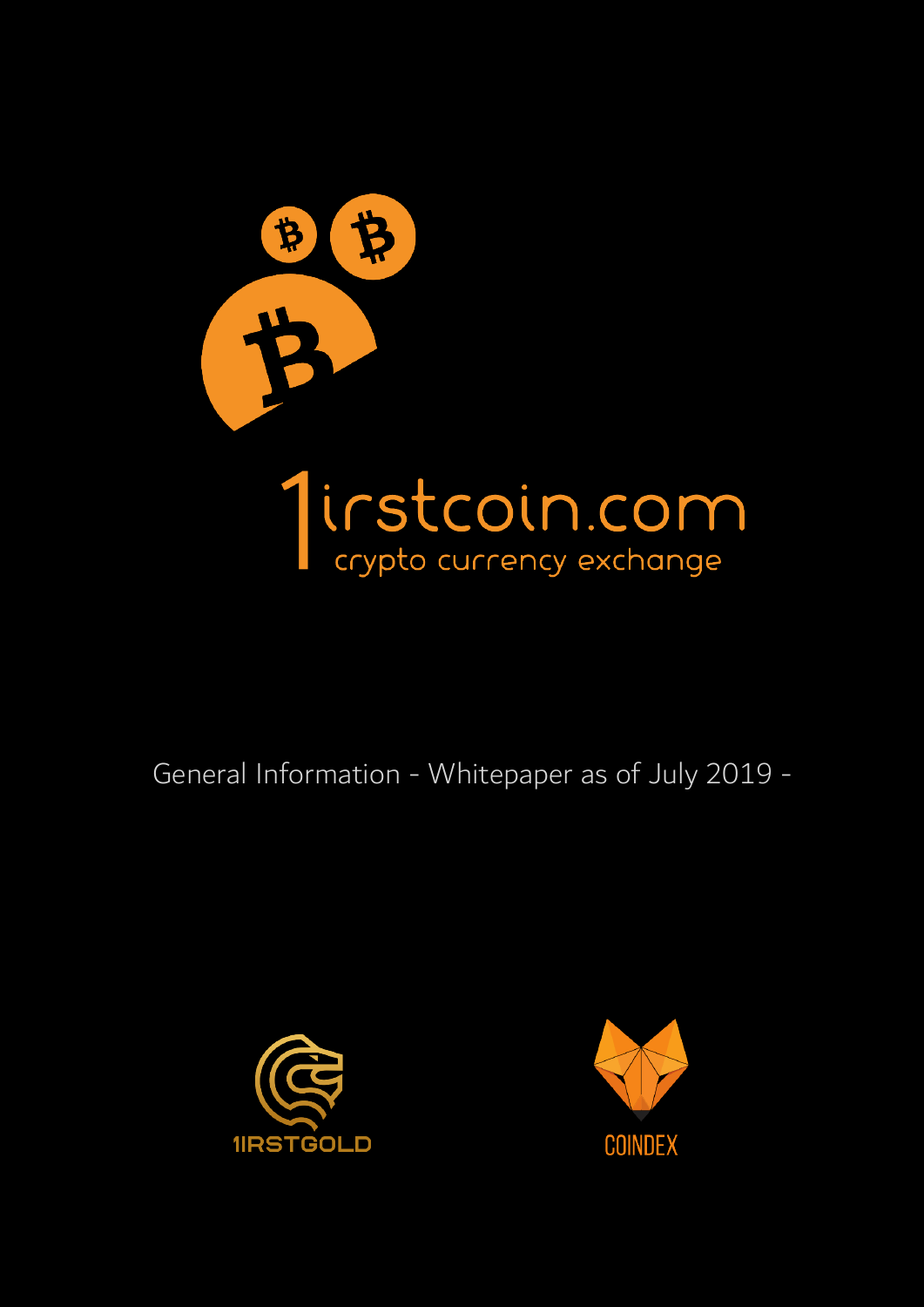# 1irstcoin.com

crypto currency exchange

General Information - Whitepaper as of July 2019 -

1IRSTGOLD

COINDEX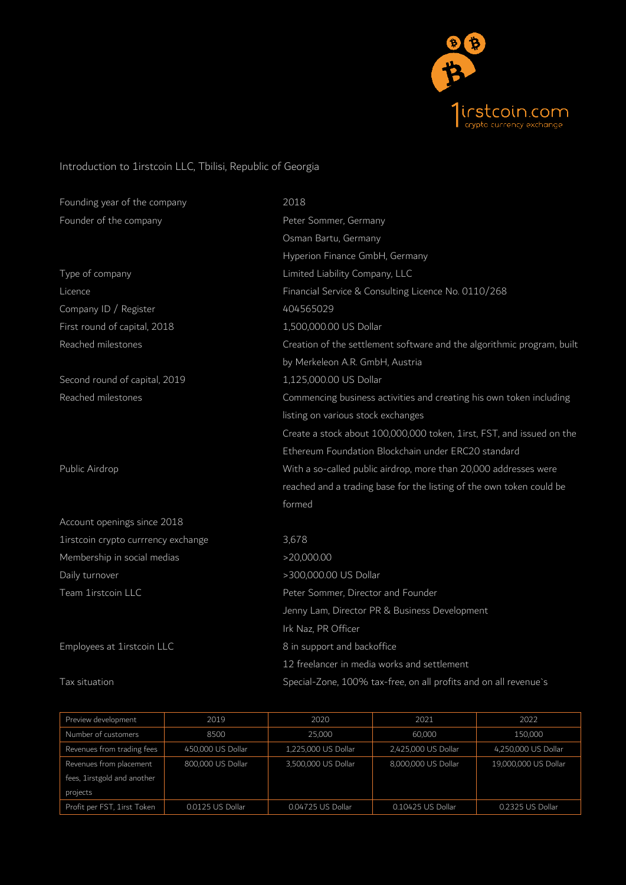1irstcoin.com
crypto currency exchange

## Introduction to 1irstcoin LLC, Tbilisi, Republic of Georgia

| | |
|---|---|
| Founding year of the company | 2018 |
| Founder of the company | Peter Sommer, Germany<br>Osman Bartu, Germany<br>Hyperion Finance GmbH, Germany |
| Type of company | Limited Liability Company, LLC |
| Licence | Financial Service & Consulting Licence No. 0110/268 |
| Company ID / Register | 404565029 |
| First round of capital, 2018 | 1,500,000.00 US Dollar |
| Reached milestones | Creation of the settlement software and the algorithmic program, built by Merkeleon A.R. GmbH, Austria |
| Second round of capital, 2019 | 1,125,000.00 US Dollar |
| Reached milestones | Commencing business activities and creating his own token including listing on various stock exchanges<br>Create a stock about 100,000,000 token, 1irst, FST, and issued on the Ethereum Foundation Blockchain under ERC20 standard |
| Public Airdrop | With a so-called public airdrop, more than 20,000 addresses were reached and a trading base for the listing of the own token could be formed |
| Account openings since 2018 | |
| 1irstcoin crypto currrency exchange | 3,678 |
| Membership in social medias | >20,000.00 |
| Daily turnover | >300,000.00 US Dollar |
| Team 1irstcoin LLC | Peter Sommer, Director and Founder<br>Jenny Lam, Director PR & Business Development<br>Irk Naz, PR Officer |
| Employees at 1irstcoin LLC | 8 in support and backoffice<br>12 freelancer in media works and settlement |
| Tax situation | Special-Zone, 100% tax-free, on all profits and on all revenue`s |

| Preview development | 2019 | 2020 | 2021 | 2022 |
|---|---|---|---|---|
| Number of customers | 8500 | 25,000 | 60,000 | 150,000 |
| Revenues from trading fees | 450,000 US Dollar | 1,225,000 US Dollar | 2,425,000 US Dollar | 4,250,000 US Dollar |
| Revenues from placement fees, 1irstgold and another projects | 800,000 US Dollar | 3,500,000 US Dollar | 8,000,000 US Dollar | 19,000,000 US Dollar |
| Profit per FST, 1irst Token | 0.0125 US Dollar | 0.04725 US Dollar | 0.10425 US Dollar | 0.2325 US Dollar |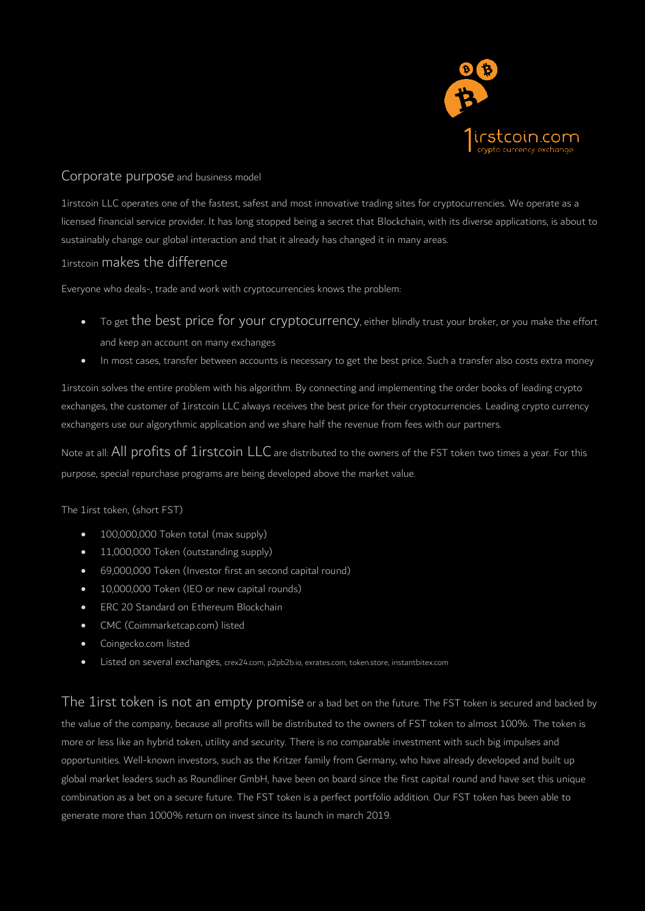## Corporate purpose and business model

1irstcoin LLC operates one of the fastest, safest and most innovative trading sites for cryptocurrencies. We operate as a licensed financial service provider. It has long stopped being a secret that Blockchain, with its diverse applications, is about to sustainably change our global interaction and that it already has changed it in many areas.

## 1irstcoin makes the difference

Everyone who deals-, trade and work with cryptocurrencies knows the problem:

- To get the best price for your cryptocurrency, either blindly trust your broker, or you make the effort and keep an account on many exchanges
- In most cases, transfer between accounts is necessary to get the best price. Such a transfer also costs extra money

1irstcoin solves the entire problem with his algorithm. By connecting and implementing the order books of leading crypto exchanges, the customer of 1irstcoin LLC always receives the best price for their cryptocurrencies. Leading crypto currency exchangers use our algorythmic application and we share half the revenue from fees with our partners.

Note at all: All profits of 1irstcoin LLC are distributed to the owners of the FST token two times a year. For this purpose, special repurchase programs are being developed above the market value.

The 1irst token, (short FST)

- 100,000,000 Token total (max supply)
- 11,000,000 Token (outstanding supply)
- 69,000,000 Token (Investor first an second capital round)
- 10,000,000 Token (IEO or new capital rounds)
- ERC 20 Standard on Ethereum Blockchain
- CMC (Coimmarketcap.com) listed
- Coingecko.com listed
- Listed on several exchanges, crex24.com, p2pb2b.io, exrates.com, token.store, instantbitex.com

The 1irst token is not an empty promise or a bad bet on the future. The FST token is secured and backed by the value of the company, because all profits will be distributed to the owners of FST token to almost 100%. The token is more or less like an hybrid token, utility and security. There is no comparable investment with such big impulses and opportunities. Well-known investors, such as the Kritzer family from Germany, who have already developed and built up global market leaders such as Roundliner GmbH, have been on board since the first capital round and have set this unique combination as a bet on a secure future. The FST token is a perfect portfolio addition. Our FST token has been able to generate more than 1000% return on invest since its launch in march 2019.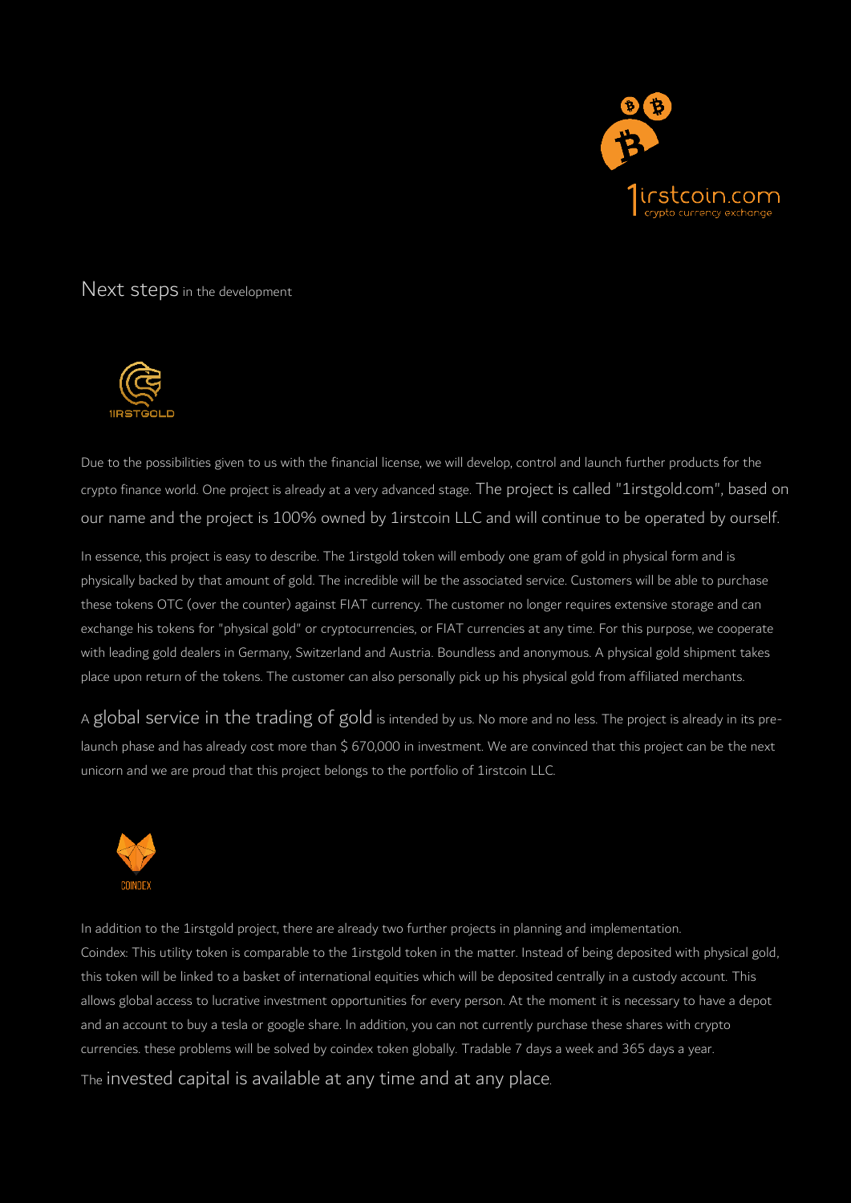## Next steps in the development

1IRSTGOLD

Due to the possibilities given to us with the financial license, we will develop, control and launch further products for the crypto finance world. One project is already at a very advanced stage. The project is called "1irstgold.com", based on our name and the project is 100% owned by 1irstcoin LLC and will continue to be operated by ourself.

In essence, this project is easy to describe. The 1irstgold token will embody one gram of gold in physical form and is physically backed by that amount of gold. The incredible will be the associated service. Customers will be able to purchase these tokens OTC (over the counter) against FIAT currency. The customer no longer requires extensive storage and can exchange his tokens for "physical gold" or cryptocurrencies, or FIAT currencies at any time. For this purpose, we cooperate with leading gold dealers in Germany, Switzerland and Austria. Boundless and anonymous. A physical gold shipment takes place upon return of the tokens. The customer can also personally pick up his physical gold from affiliated merchants.

A global service in the trading of gold is intended by us. No more and no less. The project is already in its pre-launch phase and has already cost more than $ 670,000 in investment. We are convinced that this project can be the next unicorn and we are proud that this project belongs to the portfolio of 1irstcoin LLC.

COINDEX

In addition to the 1irstgold project, there are already two further projects in planning and implementation.
Coindex: This utility token is comparable to the 1irstgold token in the matter. Instead of being deposited with physical gold, this token will be linked to a basket of international equities which will be deposited centrally in a custody account. This allows global access to lucrative investment opportunities for every person. At the moment it is necessary to have a depot and an account to buy a tesla or google share. In addition, you can not currently purchase these shares with crypto currencies. these problems will be solved by coindex token globally. Tradable 7 days a week and 365 days a year.

The invested capital is available at any time and at any place.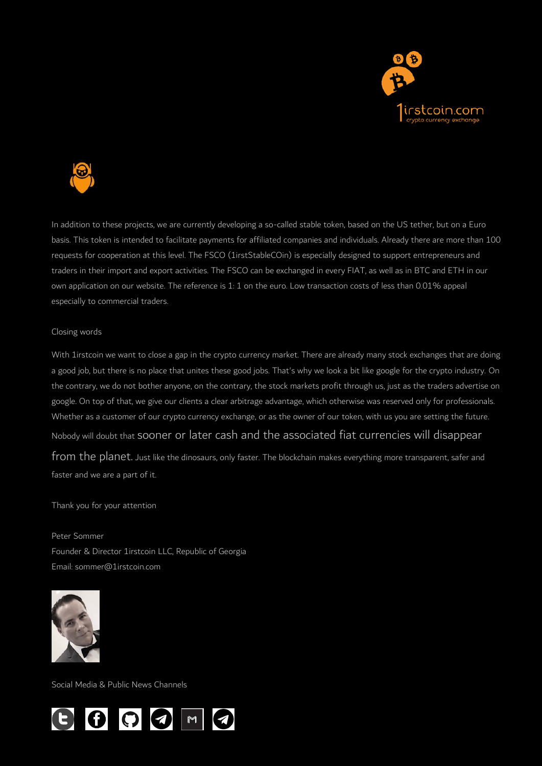In addition to these projects, we are currently developing a so-called stable token, based on the US tether, but on a Euro basis. This token is intended to facilitate payments for affiliated companies and individuals. Already there are more than 100 requests for cooperation at this level. The FSCO (1irstStableCOin) is especially designed to support entrepreneurs and traders in their import and export activities. The FSCO can be exchanged in every FIAT, as well as in BTC and ETH in our own application on our website. The reference is 1: 1 on the euro. Low transaction costs of less than 0.01% appeal especially to commercial traders.

Closing words

With 1irstcoin we want to close a gap in the crypto currency market. There are already many stock exchanges that are doing a good job, but there is no place that unites these good jobs. That's why we look a bit like google for the crypto industry. On the contrary, we do not bother anyone, on the contrary, the stock markets profit through us, just as the traders advertise on google. On top of that, we give our clients a clear arbitrage advantage, which otherwise was reserved only for professionals. Whether as a customer of our crypto currency exchange, or as the owner of our token, with us you are setting the future. Nobody will doubt that sooner or later cash and the associated fiat currencies will disappear from the planet. Just like the dinosaurs, only faster. The blockchain makes everything more transparent, safer and faster and we are a part of it.

Thank you for your attention

Peter Sommer  
Founder & Director 1irstcoin LLC, Republic of Georgia  
Email: sommer@1irstcoin.com

Social Media & Public News Channels